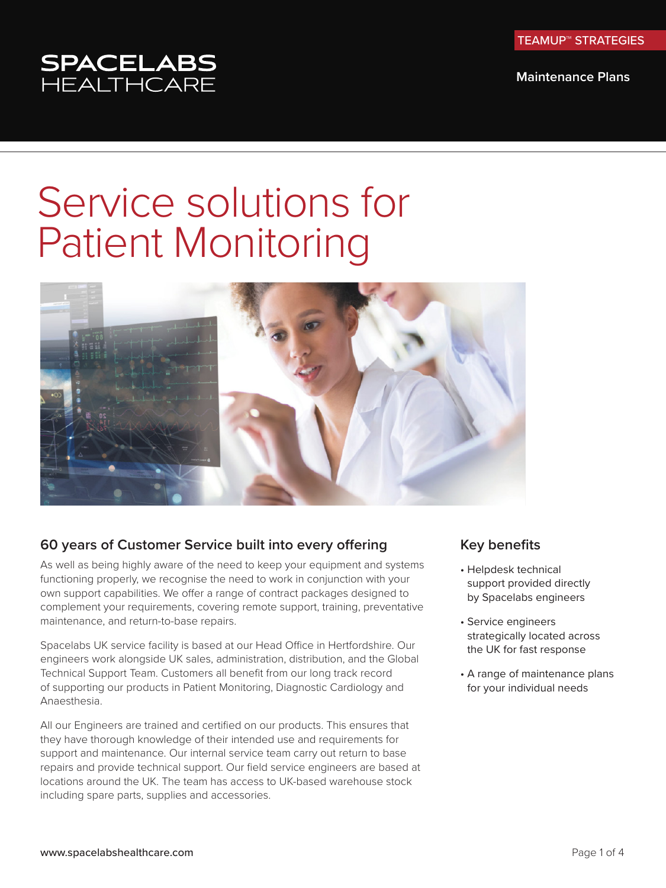SPACELABS HEALTHCARE

TEAMUP™ STRATEGIES

Maintenance Plans

# Service solutions for Patient Monitoring

## 60 years of Customer Service built into every offering

As well as being highly aware of the need to keep your equipment and systems functioning properly, we recognise the need to work in conjunction with your own support capabilities. We offer a range of contract packages designed to complement your requirements, covering remote support, training, preventative maintenance, and return-to-base repairs.

Spacelabs UK service facility is based at our Head Office in Hertfordshire. Our engineers work alongside UK sales, administration, distribution, and the Global Technical Support Team. Customers all benefit from our long track record of supporting our products in Patient Monitoring, Diagnostic Cardiology and Anaesthesia.

All our Engineers are trained and certified on our products. This ensures that they have thorough knowledge of their intended use and requirements for support and maintenance. Our internal service team carry out return to base repairs and provide technical support. Our field service engineers are based at locations around the UK. The team has access to UK-based warehouse stock including spare parts, supplies and accessories.

## Key benefits

- Helpdesk technical support provided directly by Spacelabs engineers
- Service engineers strategically located across the UK for fast response
- A range of maintenance plans for your individual needs

www.spacelabshealthcare.com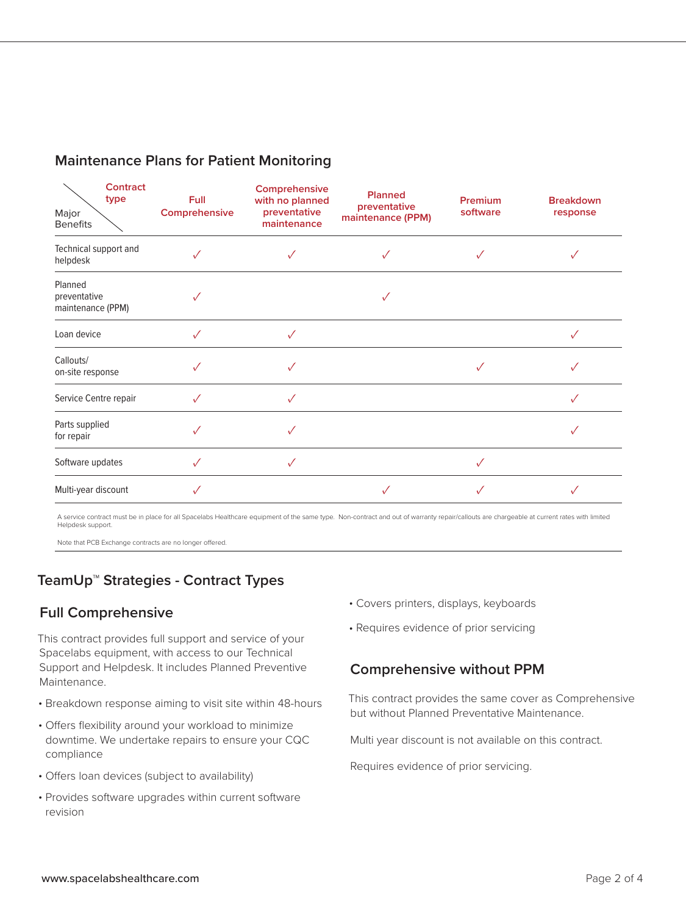## Maintenance Plans for Patient Monitoring

| Major Benefits / Contract type | Full Comprehensive | Comprehensive with no planned preventative maintenance | Planned preventative maintenance (PPM) | Premium software | Breakdown response |
|---|---|---|---|---|---|
| Technical support and helpdesk | ✓ | ✓ | ✓ | ✓ | ✓ |
| Planned preventative maintenance (PPM) | ✓ | | ✓ | | |
| Loan device | ✓ | ✓ | | | ✓ |
| Callouts/ on-site response | ✓ | ✓ | | ✓ | ✓ |
| Service Centre repair | ✓ | ✓ | | | ✓ |
| Parts supplied for repair | ✓ | ✓ | | | ✓ |
| Software updates | ✓ | ✓ | | ✓ | |
| Multi-year discount | ✓ | | ✓ | ✓ | ✓ |

A service contract must be in place for all Spacelabs Healthcare equipment of the same type. Non-contract and out of warranty repair/callouts are chargeable at current rates with limited Helpdesk support.

Note that PCB Exchange contracts are no longer offered.

## TeamUp™ Strategies - Contract Types

### Full Comprehensive

This contract provides full support and service of your Spacelabs equipment, with access to our Technical Support and Helpdesk. It includes Planned Preventive Maintenance.

- Breakdown response aiming to visit site within 48-hours
- Offers flexibility around your workload to minimize downtime. We undertake repairs to ensure your CQC compliance
- Offers loan devices (subject to availability)
- Provides software upgrades within current software revision
- Covers printers, displays, keyboards
- Requires evidence of prior servicing

### Comprehensive without PPM

This contract provides the same cover as Comprehensive but without Planned Preventative Maintenance.

Multi year discount is not available on this contract.

Requires evidence of prior servicing.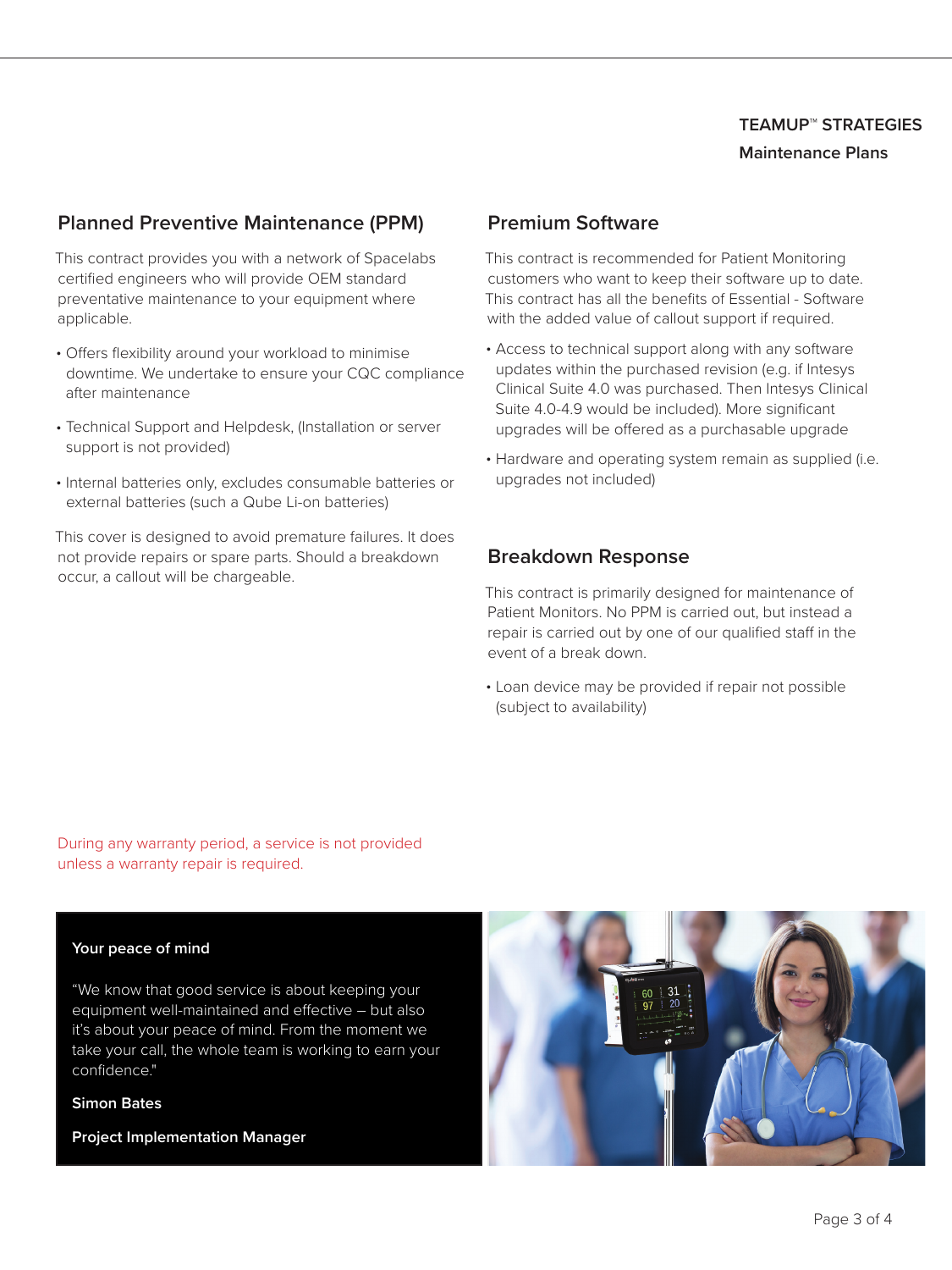**TEAMUP™ STRATEGIES**
**Maintenance Plans**

## Planned Preventive Maintenance (PPM)

This contract provides you with a network of Spacelabs certified engineers who will provide OEM standard preventative maintenance to your equipment where applicable.

- Offers flexibility around your workload to minimise downtime. We undertake to ensure your CQC compliance after maintenance
- Technical Support and Helpdesk, (Installation or server support is not provided)
- Internal batteries only, excludes consumable batteries or external batteries (such a Qube Li-on batteries)

This cover is designed to avoid premature failures. It does not provide repairs or spare parts. Should a breakdown occur, a callout will be chargeable.

## Premium Software

This contract is recommended for Patient Monitoring customers who want to keep their software up to date. This contract has all the benefits of Essential - Software with the added value of callout support if required.

- Access to technical support along with any software updates within the purchased revision (e.g. if Intesys Clinical Suite 4.0 was purchased. Then Intesys Clinical Suite 4.0-4.9 would be included). More significant upgrades will be offered as a purchasable upgrade
- Hardware and operating system remain as supplied (i.e. upgrades not included)

## Breakdown Response

This contract is primarily designed for maintenance of Patient Monitors. No PPM is carried out, but instead a repair is carried out by one of our qualified staff in the event of a break down.

- Loan device may be provided if repair not possible (subject to availability)

During any warranty period, a service is not provided unless a warranty repair is required.

**Your peace of mind**

"We know that good service is about keeping your equipment well-maintained and effective – but also it's about your peace of mind. From the moment we take your call, the whole team is working to earn your confidence."

**Simon Bates**

**Project Implementation Manager**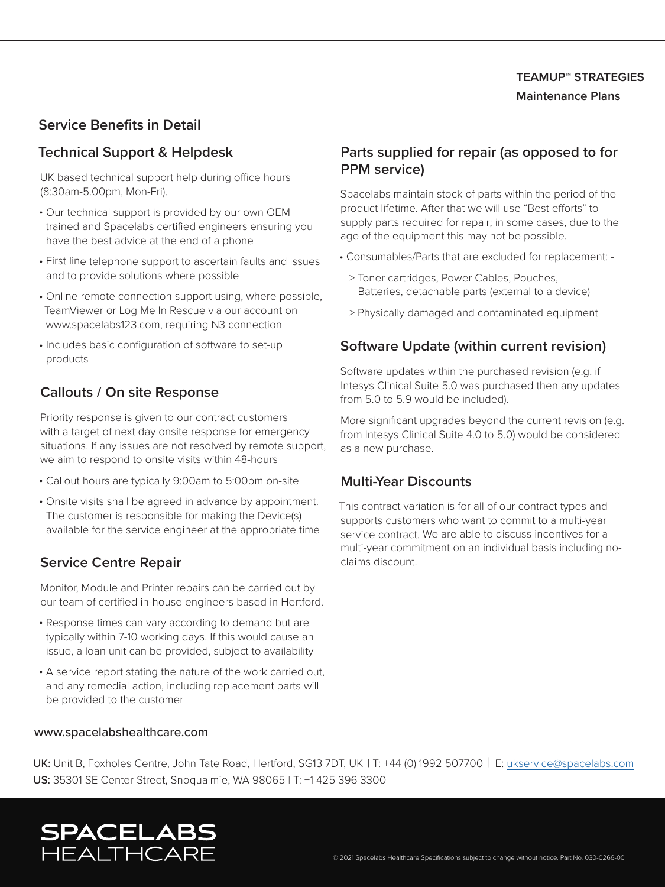**TEAMUP™ STRATEGIES**
**Maintenance Plans**

## Service Benefits in Detail

### Technical Support & Helpdesk

UK based technical support help during office hours (8:30am-5.00pm, Mon-Fri).

- Our technical support is provided by our own OEM trained and Spacelabs certified engineers ensuring you have the best advice at the end of a phone
- First line telephone support to ascertain faults and issues and to provide solutions where possible
- Online remote connection support using, where possible, TeamViewer or Log Me In Rescue via our account on www.spacelabs123.com, requiring N3 connection
- Includes basic configuration of software to set-up products

### Callouts / On site Response

Priority response is given to our contract customers with a target of next day onsite response for emergency situations. If any issues are not resolved by remote support, we aim to respond to onsite visits within 48-hours

- Callout hours are typically 9:00am to 5:00pm on-site
- Onsite visits shall be agreed in advance by appointment. The customer is responsible for making the Device(s) available for the service engineer at the appropriate time

### Service Centre Repair

Monitor, Module and Printer repairs can be carried out by our team of certified in-house engineers based in Hertford.

- Response times can vary according to demand but are typically within 7-10 working days. If this would cause an issue, a loan unit can be provided, subject to availability
- A service report stating the nature of the work carried out, and any remedial action, including replacement parts will be provided to the customer

### Parts supplied for repair (as opposed to for PPM service)

Spacelabs maintain stock of parts within the period of the product lifetime. After that we will use “Best efforts” to supply parts required for repair; in some cases, due to the age of the equipment this may not be possible.

- Consumables/Parts that are excluded for replacement: -
  - > Toner cartridges, Power Cables, Pouches, Batteries, detachable parts (external to a device)
  - > Physically damaged and contaminated equipment

### Software Update (within current revision)

Software updates within the purchased revision (e.g. if Intesys Clinical Suite 5.0 was purchased then any updates from 5.0 to 5.9 would be included).

More significant upgrades beyond the current revision (e.g. from Intesys Clinical Suite 4.0 to 5.0) would be considered as a new purchase.

### Multi-Year Discounts

This contract variation is for all of our contract types and supports customers who want to commit to a multi-year service contract. We are able to discuss incentives for a multi-year commitment on an individual basis including no-claims discount.

www.spacelabshealthcare.com

**UK:** Unit B, Foxholes Centre, John Tate Road, Hertford, SG13 7DT, UK | T: +44 (0) 1992 507700 | E: ukservice@spacelabs.com
**US:** 35301 SE Center Street, Snoqualmie, WA 98065 | T: +1 425 396 3300

SPACELABS HEALTHCARE

© 2021 Spacelabs Healthcare Specifications subject to change without notice. Part No. 030-0266-00